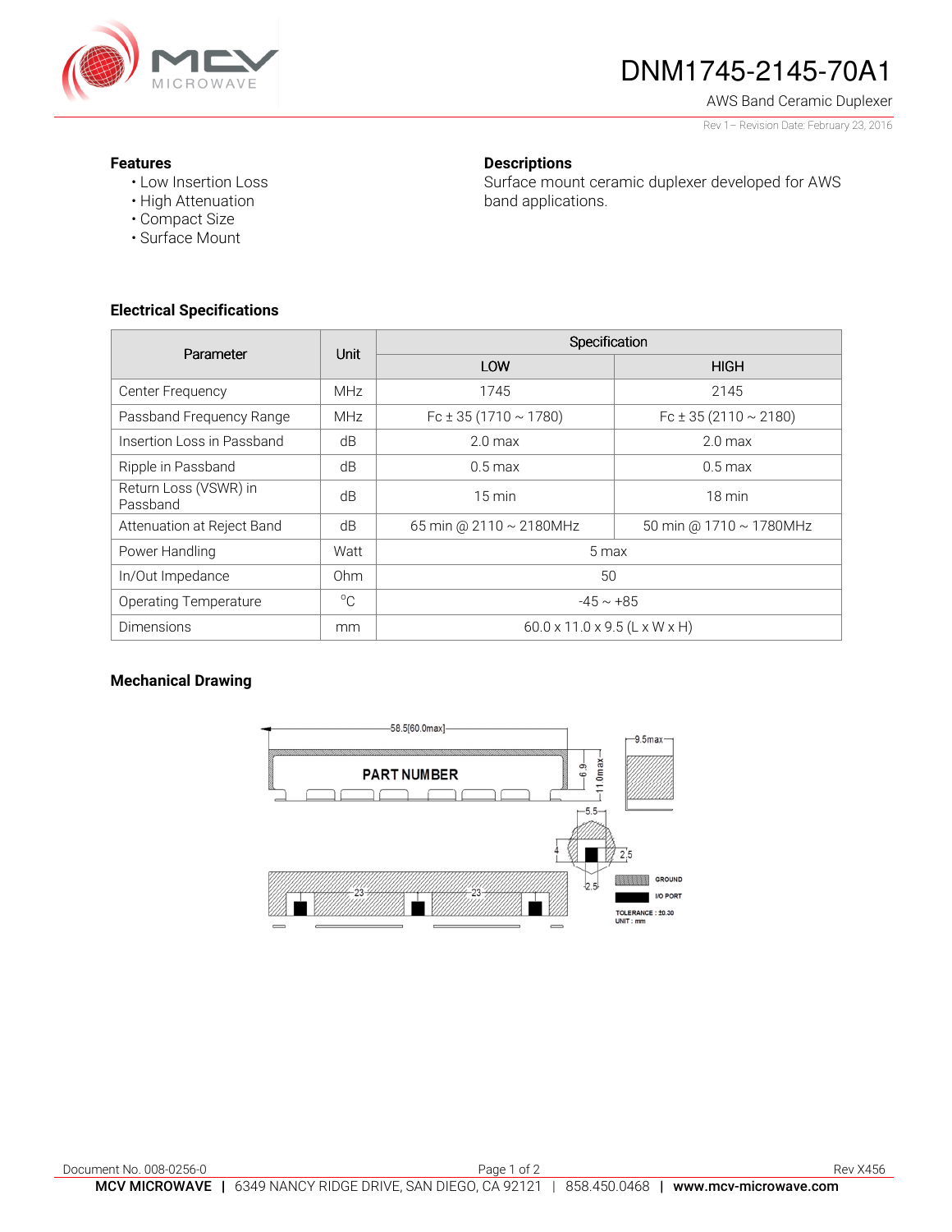# DNM1745-2145-70A1

AWS Band Ceramic Duplexer

Rev 1 – Revision Date: February 23, 2016

**Features**

- Low Insertion Loss
- High Attenuation
- Compact Size
- Surface Mount

**Descriptions**

Surface mount ceramic duplexer developed for AWS band applications.

## Electrical Specifications

| Parameter | Unit | Specification | |
|---|---|---|---|
| | | LOW | HIGH |
| Center Frequency | MHz | 1745 | 2145 |
| Passband Frequency Range | MHz | Fc ± 35 (1710 ~ 1780) | Fc ± 35 (2110 ~ 2180) |
| Insertion Loss in Passband | dB | 2.0 max | 2.0 max |
| Ripple in Passband | dB | 0.5 max | 0.5 max |
| Return Loss (VSWR) in Passband | dB | 15 min | 18 min |
| Attenuation at Reject Band | dB | 65 min @ 2110 ~ 2180MHz | 50 min @ 1710 ~ 1780MHz |
| Power Handling | Watt | 5 max | |
| In/Out Impedance | Ohm | 50 | |
| Operating Temperature | °C | -45 ~ +85 | |
| Dimensions | mm | 60.0 x 11.0 x 9.5 (L x W x H) | |

## Mechanical Drawing

58.5[60.0max]

PART NUMBER

6.9

11.0max

9.5max

5.5

4

2.5

2.5

23

23

GROUND

I/O PORT

TOLERANCE : ±0.30
UNIT : mm

Document No. 008-0256-0

Rev X456

**MCV MICROWAVE** | 6349 NANCY RIDGE DRIVE, SAN DIEGO, CA 92121 | 858.450.0468 | **www.mcv-microwave.com**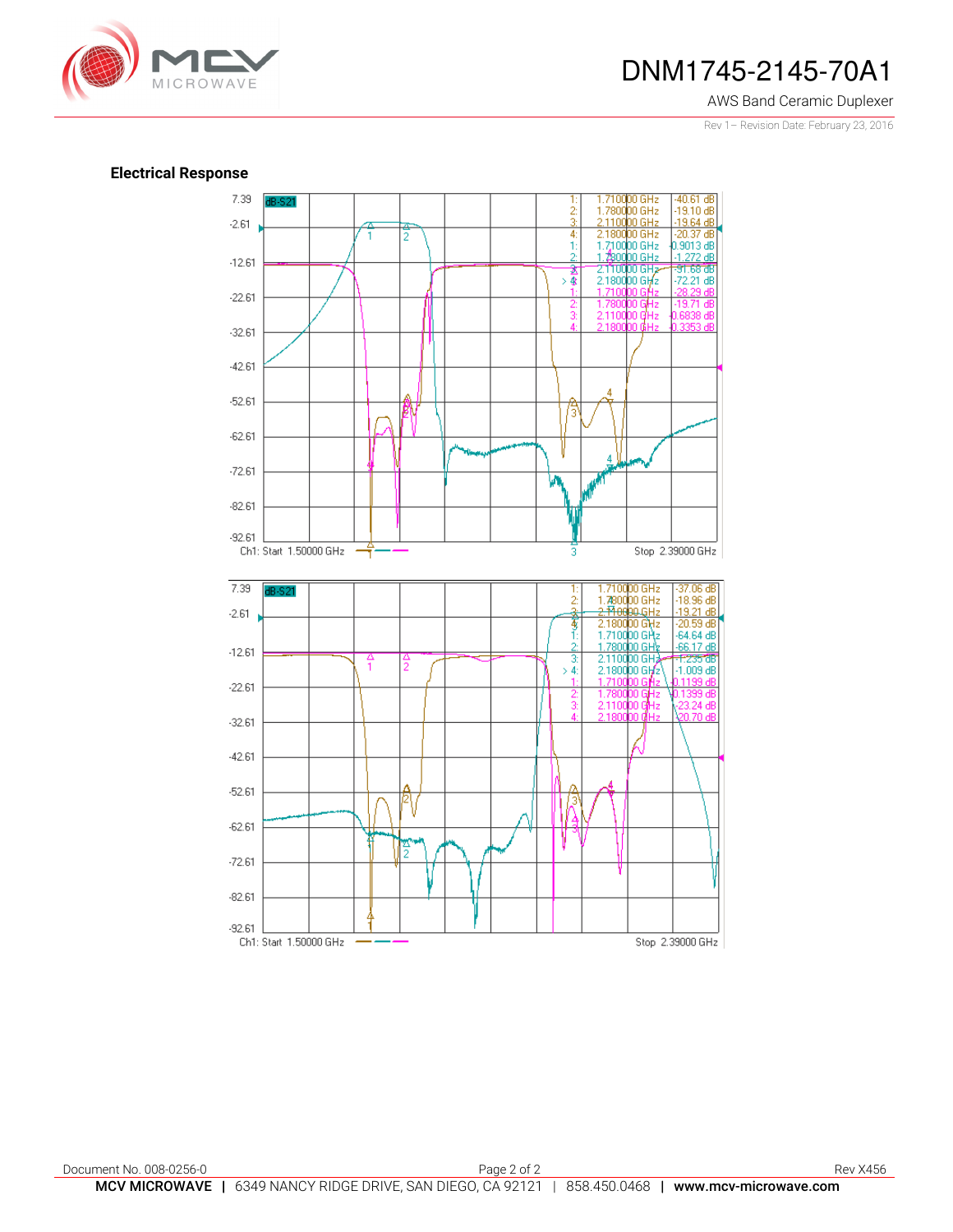## Electrical Response

7.39
dB-S21
-2.61
-12.61
-22.61
-32.61
-42.61
-52.61
-62.61
-72.61
-82.61
-92.61

1: 1.710000 GHz -40.61 dB
2: 1.780000 GHz -19.10 dB
3: 2.110000 GHz -19.64 dB
4: 2.180000 GHz -20.37 dB
1: 1.710000 GHz -0.9013 dB
2: 1.780000 GHz -1.272 dB
3: 2.110000 GHz -91.68 dB
\> 4: 2.180000 GHz -72.21 dB
1: 1.710000 GHz -28.29 dB
2: 1.780000 GHz -19.71 dB
3: 2.110000 GHz -0.6838 dB
4: 2.180000 GHz -0.3353 dB

Ch1: Start 1.50000 GHz
Stop 2.39000 GHz

7.39
dB-S21
-2.61
-12.61
-22.61
-32.61
-42.61
-52.61
-62.61
-72.61
-82.61
-92.61

1: 1.710000 GHz -37.06 dB
2: 1.780000 GHz -18.96 dB
3: 2.110000 GHz -19.21 dB
4: 2.180000 GHz -20.59 dB
1: 1.710000 GHz -64.64 dB
2: 1.780000 GHz -66.17 dB
3: 2.110000 GHz -1.235 dB
\> 4: 2.180000 GHz -1.009 dB
1: 1.710000 GHz -0.1199 dB
2: 1.780000 GHz -0.1399 dB
3: 2.110000 GHz -23.24 dB
4: 2.180000 GHz -20.70 dB

Ch1: Start 1.50000 GHz
Stop 2.39000 GHz